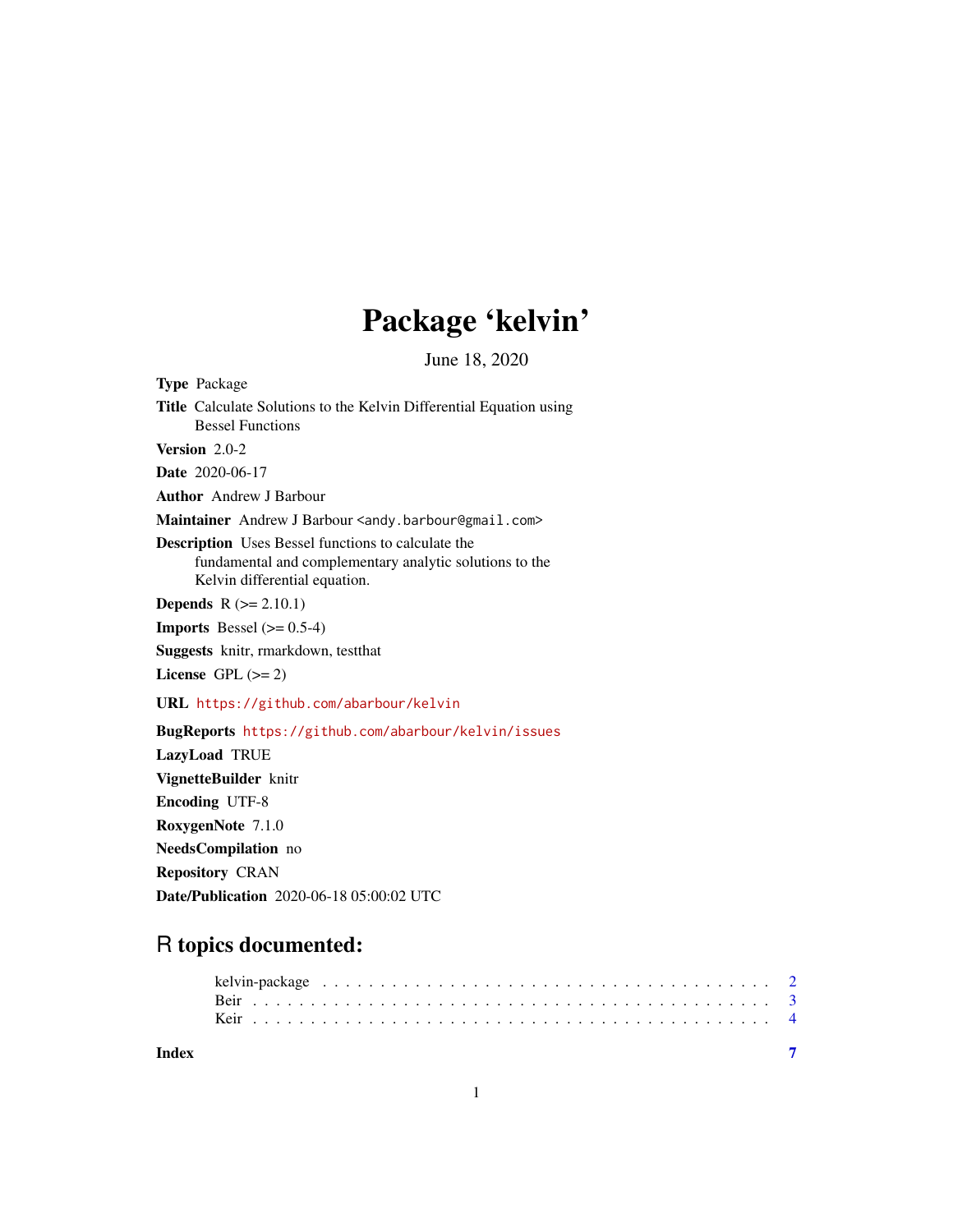# Package 'kelvin'

June 18, 2020

**Type** Package

**Title** Calculate Solutions to the Kelvin Differential Equation using Bessel Functions

**Version** 2.0-2

**Date** 2020-06-17

**Author** Andrew J Barbour

**Maintainer** Andrew J Barbour <andy.barbour@gmail.com>

**Description** Uses Bessel functions to calculate the fundamental and complementary analytic solutions to the Kelvin differential equation.

**Depends** R (>= 2.10.1)

**Imports** Bessel (>= 0.5-4)

**Suggests** knitr, rmarkdown, testthat

**License** GPL (>= 2)

**URL** https://github.com/abarbour/kelvin

**BugReports** https://github.com/abarbour/kelvin/issues

**LazyLoad** TRUE

**VignetteBuilder** knitr

**Encoding** UTF-8

**RoxygenNote** 7.1.0

**NeedsCompilation** no

**Repository** CRAN

**Date/Publication** 2020-06-18 05:00:02 UTC

## R topics documented:

- kelvin-package . . . . . . . . . . . . . . . . . . . . . . . . . . . . . . . . . . . . 2
- Beir . . . . . . . . . . . . . . . . . . . . . . . . . . . . . . . . . . . . . . . . . 3
- Keir . . . . . . . . . . . . . . . . . . . . . . . . . . . . . . . . . . . . . . . . . 4

**Index** **7**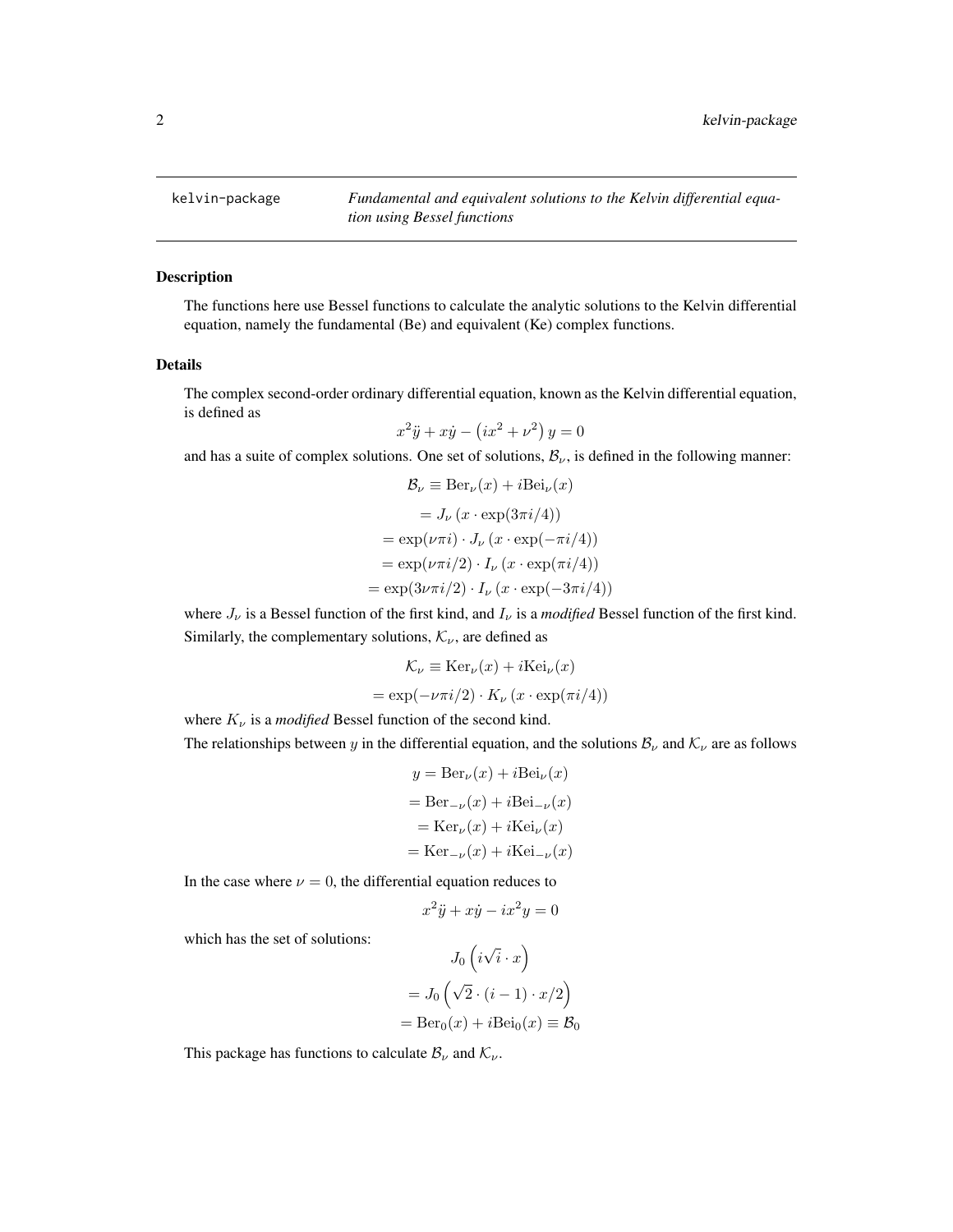kelvin-package *Fundamental and equivalent solutions to the Kelvin differential equation using Bessel functions*

## Description

The functions here use Bessel functions to calculate the analytic solutions to the Kelvin differential equation, namely the fundamental (Be) and equivalent (Ke) complex functions.

## Details

The complex second-order ordinary differential equation, known as the Kelvin differential equation, is defined as

$$x^2 \ddot{y} + x \dot{y} - \left( i x^2 + \nu^2 \right) y = 0$$

and has a suite of complex solutions. One set of solutions, $\mathcal{B}_\nu$, is defined in the following manner:

$$\begin{aligned}
\mathcal{B}_\nu &\equiv \mathrm{Ber}_\nu(x) + i \mathrm{Bei}_\nu(x) \\
&= J_\nu \left( x \cdot \exp(3\pi i/4) \right) \\
&= \exp(\nu \pi i) \cdot J_\nu \left( x \cdot \exp(-\pi i/4) \right) \\
&= \exp(\nu \pi i/2) \cdot I_\nu \left( x \cdot \exp(\pi i/4) \right) \\
&= \exp(3\nu \pi i/2) \cdot I_\nu \left( x \cdot \exp(-3\pi i/4) \right)
\end{aligned}$$

where $J_\nu$ is a Bessel function of the first kind, and $I_\nu$ is a *modified* Bessel function of the first kind.

Similarly, the complementary solutions, $\mathcal{K}_\nu$, are defined as

$$\begin{aligned}
\mathcal{K}_\nu &\equiv \mathrm{Ker}_\nu(x) + i \mathrm{Kei}_\nu(x) \\
&= \exp(-\nu \pi i/2) \cdot K_\nu \left( x \cdot \exp(\pi i/4) \right)
\end{aligned}$$

where $K_\nu$ is a *modified* Bessel function of the second kind.

The relationships between $y$ in the differential equation, and the solutions $\mathcal{B}_\nu$ and $\mathcal{K}_\nu$ are as follows

$$\begin{aligned}
y &= \mathrm{Ber}_\nu(x) + i \mathrm{Bei}_\nu(x) \\
&= \mathrm{Ber}_{-\nu}(x) + i \mathrm{Bei}_{-\nu}(x) \\
&= \mathrm{Ker}_\nu(x) + i \mathrm{Kei}_\nu(x) \\
&= \mathrm{Ker}_{-\nu}(x) + i \mathrm{Kei}_{-\nu}(x)
\end{aligned}$$

In the case where $\nu = 0$, the differential equation reduces to

$$x^2 \ddot{y} + x \dot{y} - i x^2 y = 0$$

which has the set of solutions:

$$\begin{aligned}
&J_0 \left( i \sqrt{i} \cdot x \right) \\
&= J_0 \left( \sqrt{2} \cdot (i - 1) \cdot x/2 \right) \\
&= \mathrm{Ber}_0(x) + i \mathrm{Bei}_0(x) \equiv \mathcal{B}_0
\end{aligned}$$

This package has functions to calculate $\mathcal{B}_\nu$ and $\mathcal{K}_\nu$.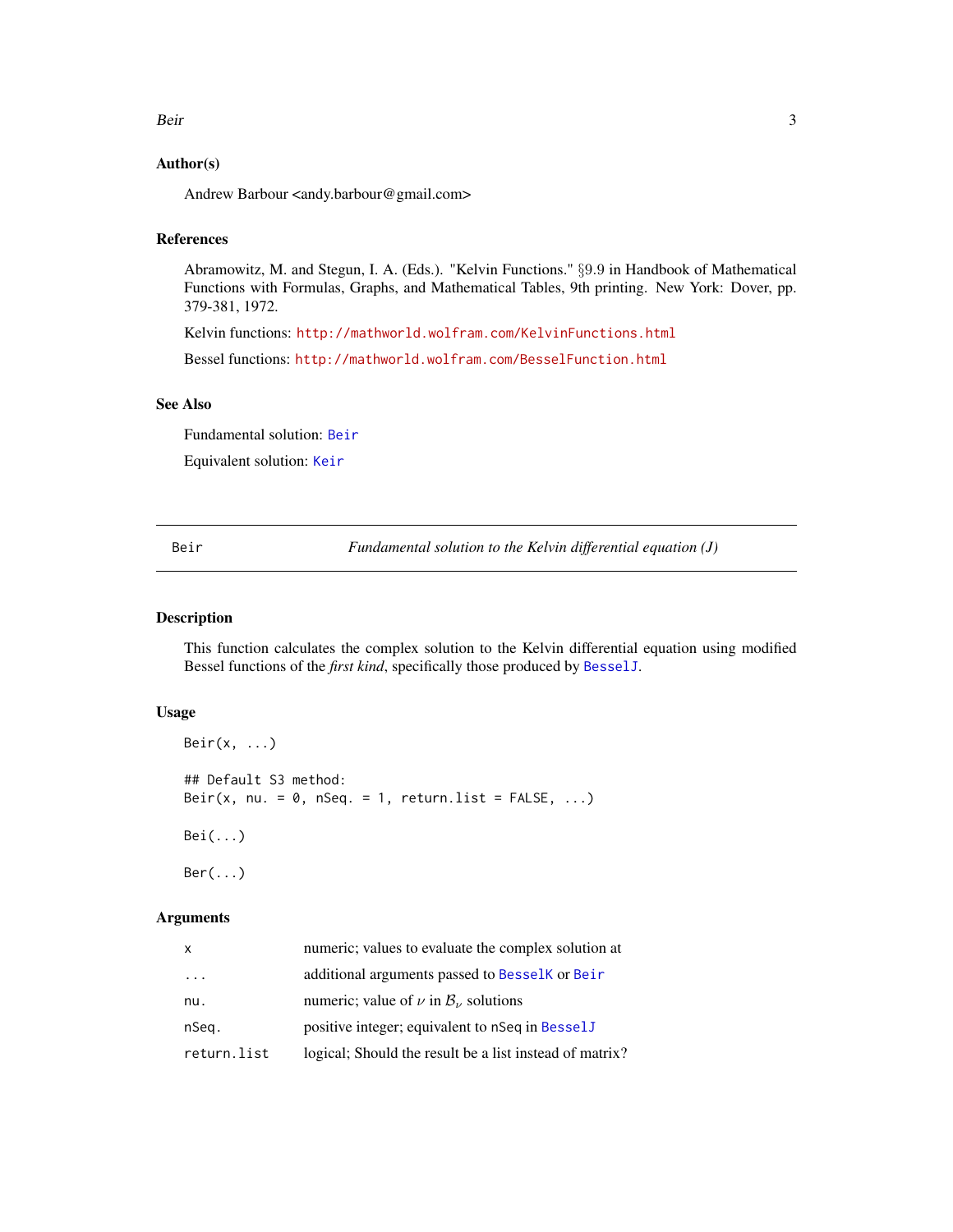## Author(s)

Andrew Barbour <andy.barbour@gmail.com>

## References

Abramowitz, M. and Stegun, I. A. (Eds.). "Kelvin Functions." §9.9 in Handbook of Mathematical Functions with Formulas, Graphs, and Mathematical Tables, 9th printing. New York: Dover, pp. 379-381, 1972.

Kelvin functions: http://mathworld.wolfram.com/KelvinFunctions.html

Bessel functions: http://mathworld.wolfram.com/BesselFunction.html

## See Also

Fundamental solution: Beir

Equivalent solution: Keir

---

# Beir — *Fundamental solution to the Kelvin differential equation (J)*

## Description

This function calculates the complex solution to the Kelvin differential equation using modified Bessel functions of the *first kind*, specifically those produced by BesselJ.

## Usage

```
Beir(x, ...)

## Default S3 method:
Beir(x, nu. = 0, nSeq. = 1, return.list = FALSE, ...)

Bei(...)

Ber(...)
```

## Arguments

| | |
|---|---|
| x | numeric; values to evaluate the complex solution at |
| ... | additional arguments passed to BesselK or Beir |
| nu. | numeric; value of $\nu$ in $\mathcal{B}_\nu$ solutions |
| nSeq. | positive integer; equivalent to nSeq in BesselJ |
| return.list | logical; Should the result be a list instead of matrix? |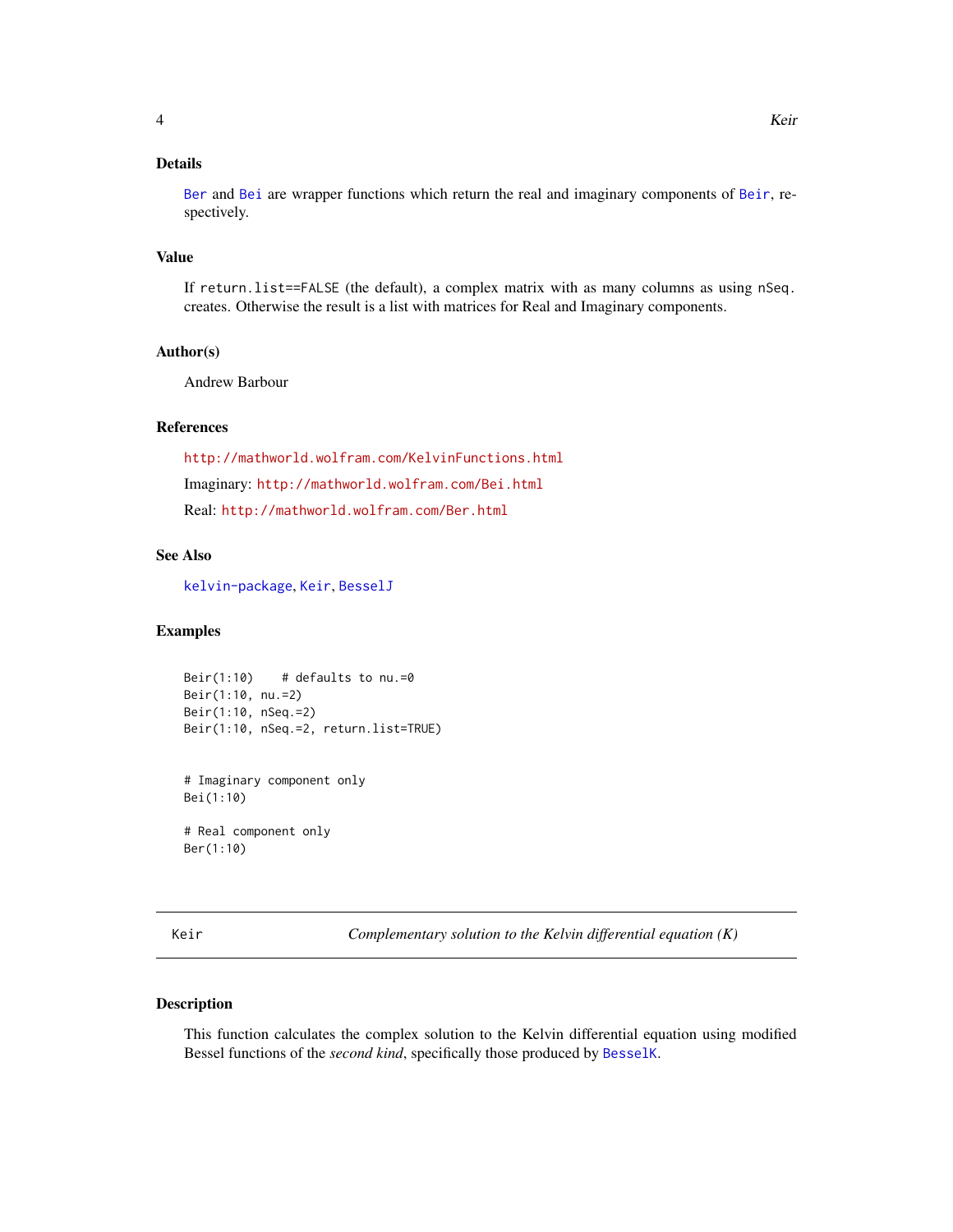### Details

Ber and Bei are wrapper functions which return the real and imaginary components of Beir, respectively.

### Value

If `return.list==FALSE` (the default), a complex matrix with as many columns as using `nSeq.` creates. Otherwise the result is a list with matrices for Real and Imaginary components.

### Author(s)

Andrew Barbour

### References

http://mathworld.wolfram.com/KelvinFunctions.html

Imaginary: http://mathworld.wolfram.com/Bei.html

Real: http://mathworld.wolfram.com/Ber.html

### See Also

kelvin-package, Keir, BesselJ

### Examples

```
Beir(1:10)    # defaults to nu.=0
Beir(1:10, nu.=2)
Beir(1:10, nSeq.=2)
Beir(1:10, nSeq.=2, return.list=TRUE)


# Imaginary component only
Bei(1:10)

# Real component only
Ber(1:10)
```

---

## Keir — *Complementary solution to the Kelvin differential equation (K)*

---

### Description

This function calculates the complex solution to the Kelvin differential equation using modified Bessel functions of the *second kind*, specifically those produced by BesselK.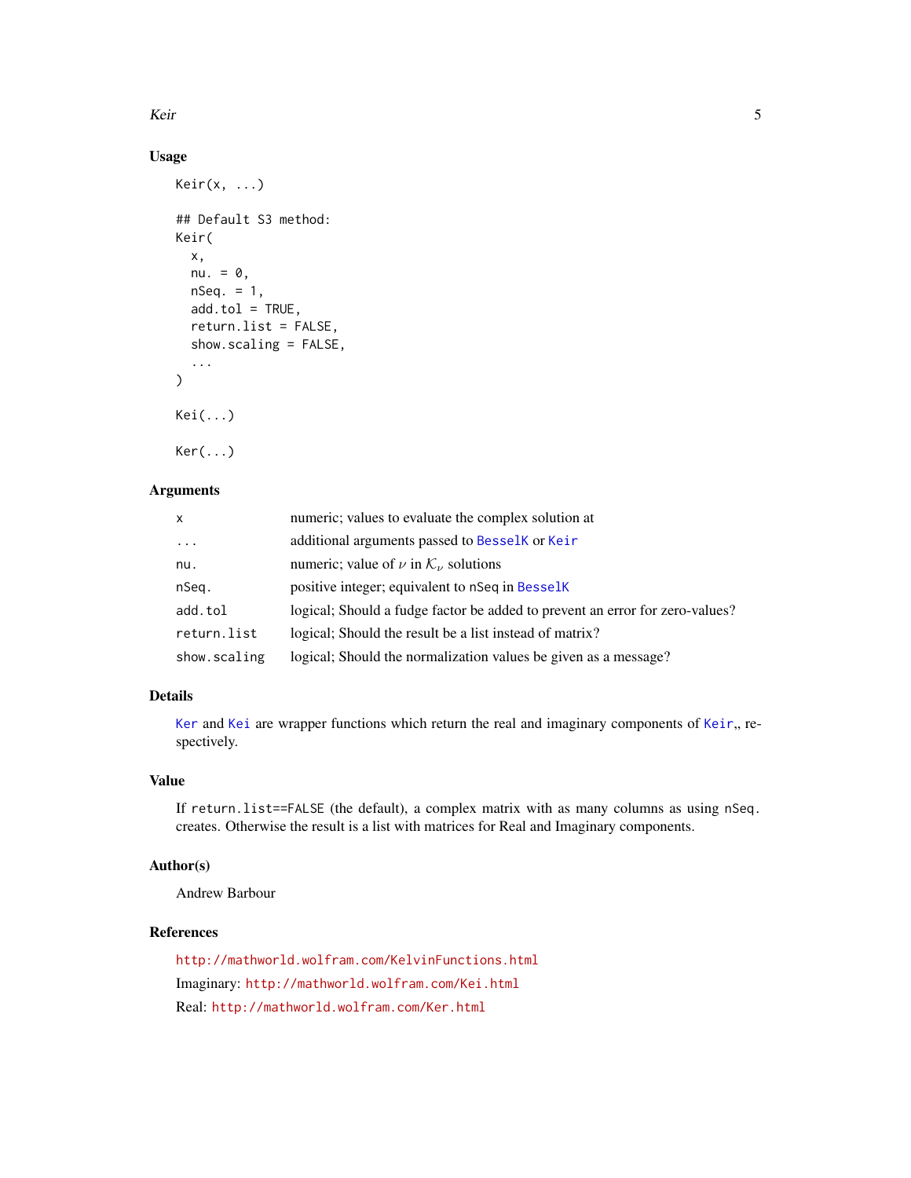## Usage

```
Keir(x, ...)

## Default S3 method:
Keir(
  x,
  nu. = 0,
  nSeq. = 1,
  add.tol = TRUE,
  return.list = FALSE,
  show.scaling = FALSE,
  ...
)

Kei(...)

Ker(...)
```

## Arguments

| | |
|---|---|
| x | numeric; values to evaluate the complex solution at |
| ... | additional arguments passed to BesselK or Keir |
| nu. | numeric; value of $\nu$ in $\mathcal{K}_\nu$ solutions |
| nSeq. | positive integer; equivalent to nSeq in BesselK |
| add.tol | logical; Should a fudge factor be added to prevent an error for zero-values? |
| return.list | logical; Should the result be a list instead of matrix? |
| show.scaling | logical; Should the normalization values be given as a message? |

## Details

Ker and Kei are wrapper functions which return the real and imaginary components of Keir,, respectively.

## Value

If return.list==FALSE (the default), a complex matrix with as many columns as using nSeq. creates. Otherwise the result is a list with matrices for Real and Imaginary components.

## Author(s)

Andrew Barbour

## References

http://mathworld.wolfram.com/KelvinFunctions.html

Imaginary: http://mathworld.wolfram.com/Kei.html

Real: http://mathworld.wolfram.com/Ker.html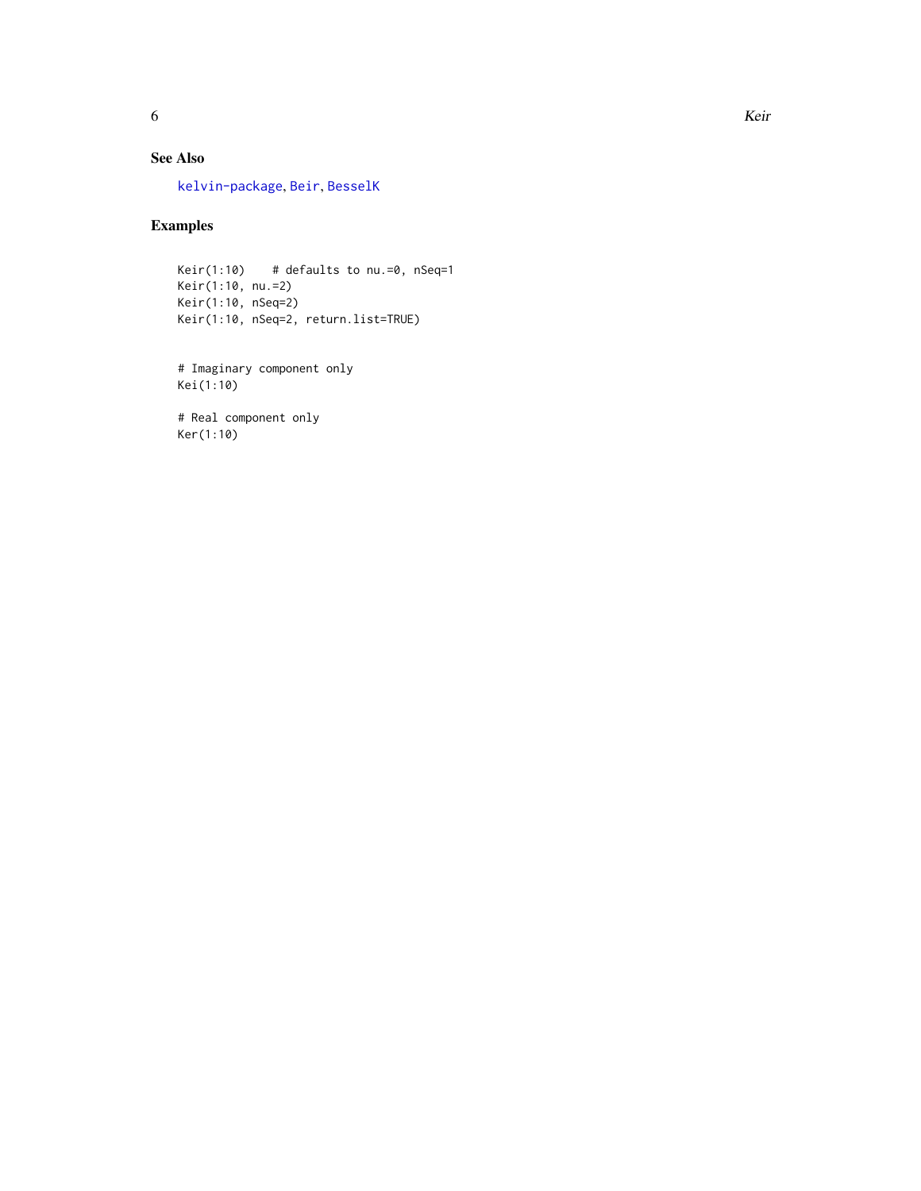## See Also

kelvin-package, Beir, BesselK

## Examples

```
Keir(1:10)    # defaults to nu.=0, nSeq=1
Keir(1:10, nu.=2)
Keir(1:10, nSeq=2)
Keir(1:10, nSeq=2, return.list=TRUE)


# Imaginary component only
Kei(1:10)

# Real component only
Ker(1:10)
```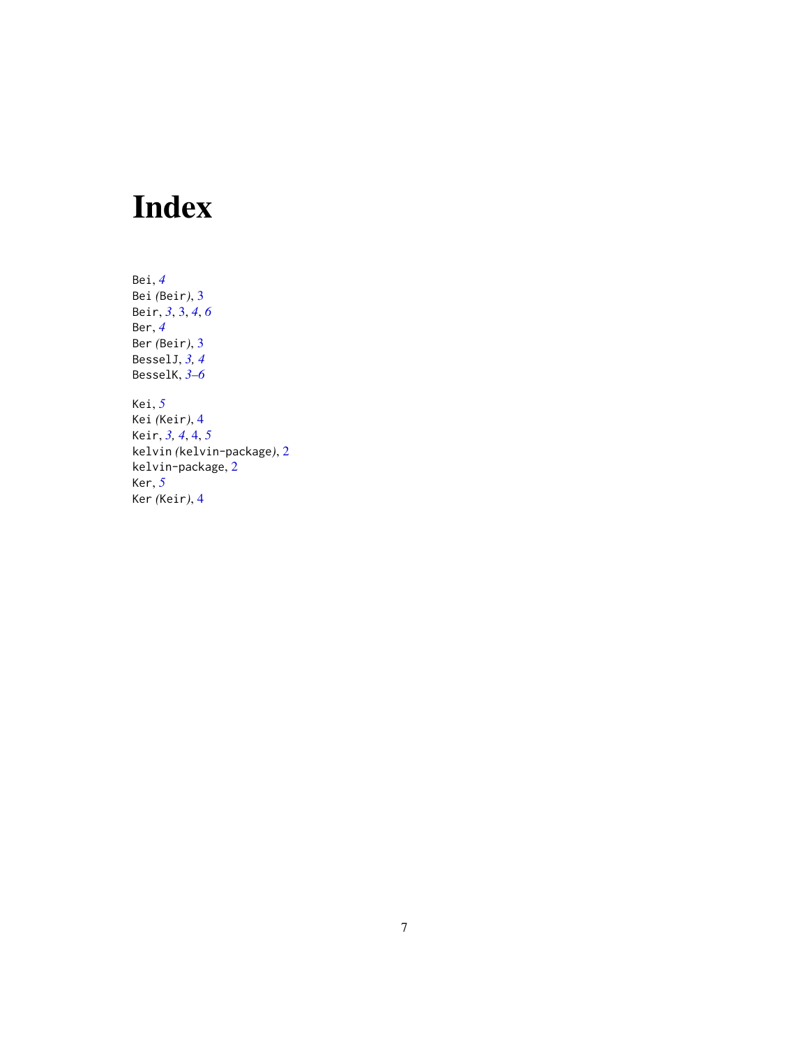# Index

Bei, *4*
Bei *(*Beir*)*, 3
Beir, *3*, 3, *4*, *6*
Ber, *4*
Ber *(*Beir*)*, 3
BesselJ, *3, 4*
BesselK, *3–6*

Kei, *5*
Kei *(*Keir*)*, 4
Keir, *3, 4*, 4, *5*
kelvin *(*kelvin-package*)*, 2
kelvin-package, 2
Ker, *5*
Ker *(*Keir*)*, 4